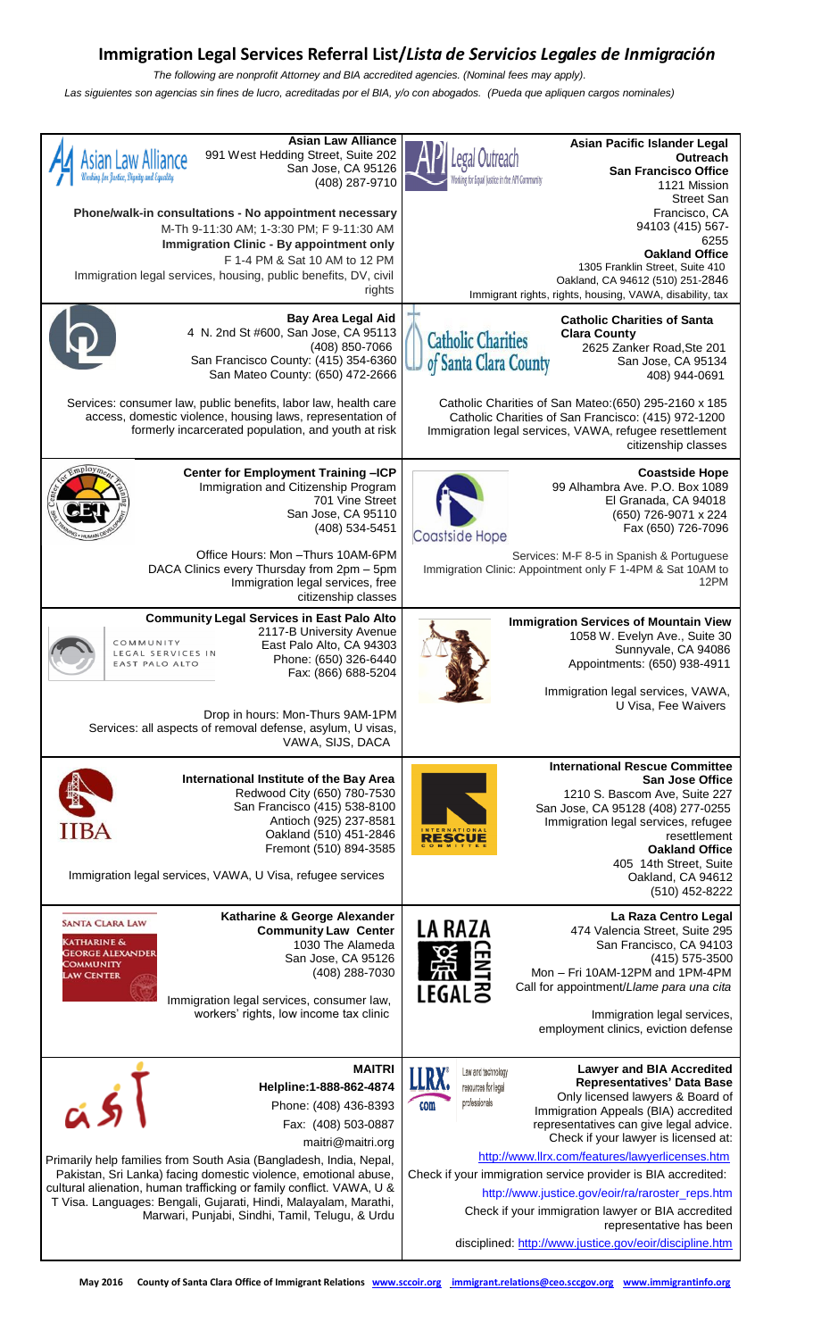# Immigration Legal Services Referral List/*Lista de Servicios Legales de Inmigración*

*The following are nonprofit Attorney and BIA accredited agencies. (Nominal fees may apply).*

*Las siguientes son agencias sin fines de lucro, acreditadas por el BIA, y/o con abogados. (Pueda que apliquen cargos nominales)*

**Asian Law Alliance**
991 West Hedding Street, Suite 202
San Jose, CA 95126
(408) 287-9710

**Phone/walk-in consultations - No appointment necessary**
M-Th 9-11:30 AM; 1-3:30 PM; F 9-11:30 AM
**Immigration Clinic - By appointment only**
F 1-4 PM & Sat 10 AM to 12 PM
Immigration legal services, housing, public benefits, DV, civil rights

**Asian Pacific Islander Legal Outreach**
**San Francisco Office**
1121 Mission Street San Francisco, CA 94103 (415) 567-6255
**Oakland Office**
1305 Franklin Street, Suite 410
Oakland, CA 94612 (510) 251-2846
Immigrant rights, rights, housing, VAWA, disability, tax

**Bay Area Legal Aid**
4 N. 2nd St #600, San Jose, CA 95113
(408) 850-7066
San Francisco County: (415) 354-6360
San Mateo County: (650) 472-2666

Services: consumer law, public benefits, labor law, health care access, domestic violence, housing laws, representation of formerly incarcerated population, and youth at risk

**Catholic Charities of Santa Clara County**
2625 Zanker Road, Ste 201
San Jose, CA 95134
408) 944-0691

Catholic Charities of San Mateo:(650) 295-2160 x 185
Catholic Charities of San Francisco: (415) 972-1200
Immigration legal services, VAWA, refugee resettlement citizenship classes

**Center for Employment Training –ICP**
Immigration and Citizenship Program
701 Vine Street
San Jose, CA 95110
(408) 534-5451

Office Hours: Mon –Thurs 10AM-6PM
DACA Clinics every Thursday from 2pm – 5pm
Immigration legal services, free citizenship classes

**Coastside Hope**
99 Alhambra Ave. P.O. Box 1089
El Granada, CA 94018
(650) 726-9071 x 224
Fax (650) 726-7096

Services: M-F 8-5 in Spanish & Portuguese
Immigration Clinic: Appointment only F 1-4PM & Sat 10AM to 12PM

**Community Legal Services in East Palo Alto**
2117-B University Avenue
East Palo Alto, CA 94303
Phone: (650) 326-6440
Fax: (866) 688-5204

Drop in hours: Mon-Thurs 9AM-1PM
Services: all aspects of removal defense, asylum, U visas, VAWA, SIJS, DACA

**Immigration Services of Mountain View**
1058 W. Evelyn Ave., Suite 30
Sunnyvale, CA 94086
Appointments: (650) 938-4911

Immigration legal services, VAWA, U Visa, Fee Waivers

**International Institute of the Bay Area**
Redwood City (650) 780-7530
San Francisco (415) 538-8100
Antioch (925) 237-8581
Oakland (510) 451-2846
Fremont (510) 894-3585

Immigration legal services, VAWA, U Visa, refugee services

**International Rescue Committee**
**San Jose Office**
1210 S. Bascom Ave, Suite 227
San Jose, CA 95128 (408) 277-0255
Immigration legal services, refugee resettlement
**Oakland Office**
405 14th Street, Suite
Oakland, CA 94612
(510) 452-8222

**Katharine & George Alexander Community Law Center**
1030 The Alameda
San Jose, CA 95126
(408) 288-7030

Immigration legal services, consumer law, workers' rights, low income tax clinic

**La Raza Centro Legal**
474 Valencia Street, Suite 295
San Francisco, CA 94103
(415) 575-3500
Mon – Fri 10AM-12PM and 1PM-4PM
Call for appointment/*Llame para una cita*

Immigration legal services, employment clinics, eviction defense

**MAITRI**
**Helpline:1-888-862-4874**
Phone: (408) 436-8393
Fax: (408) 503-0887
maitri@maitri.org

Primarily help families from South Asia (Bangladesh, India, Nepal, Pakistan, Sri Lanka) facing domestic violence, emotional abuse, cultural alienation, human trafficking or family conflict. VAWA, U & T Visa. Languages: Bengali, Gujarati, Hindi, Malayalam, Marathi, Marwari, Punjabi, Sindhi, Tamil, Telugu, & Urdu

**Lawyer and BIA Accredited Representatives' Data Base**
Only licensed lawyers & Board of Immigration Appeals (BIA) accredited representatives can give legal advice. Check if your lawyer is licensed at:

http://www.llrx.com/features/lawyerlicenses.htm

Check if your immigration service provider is BIA accredited:

http://www.justice.gov/eoir/ra/raroster_reps.htm

Check if your immigration lawyer or BIA accredited representative has been disciplined: http://www.justice.gov/eoir/discipline.htm

**May 2016** County of Santa Clara Office of Immigrant Relations www.sccoir.org immigrant.relations@ceo.sccgov.org www.immigrantinfo.org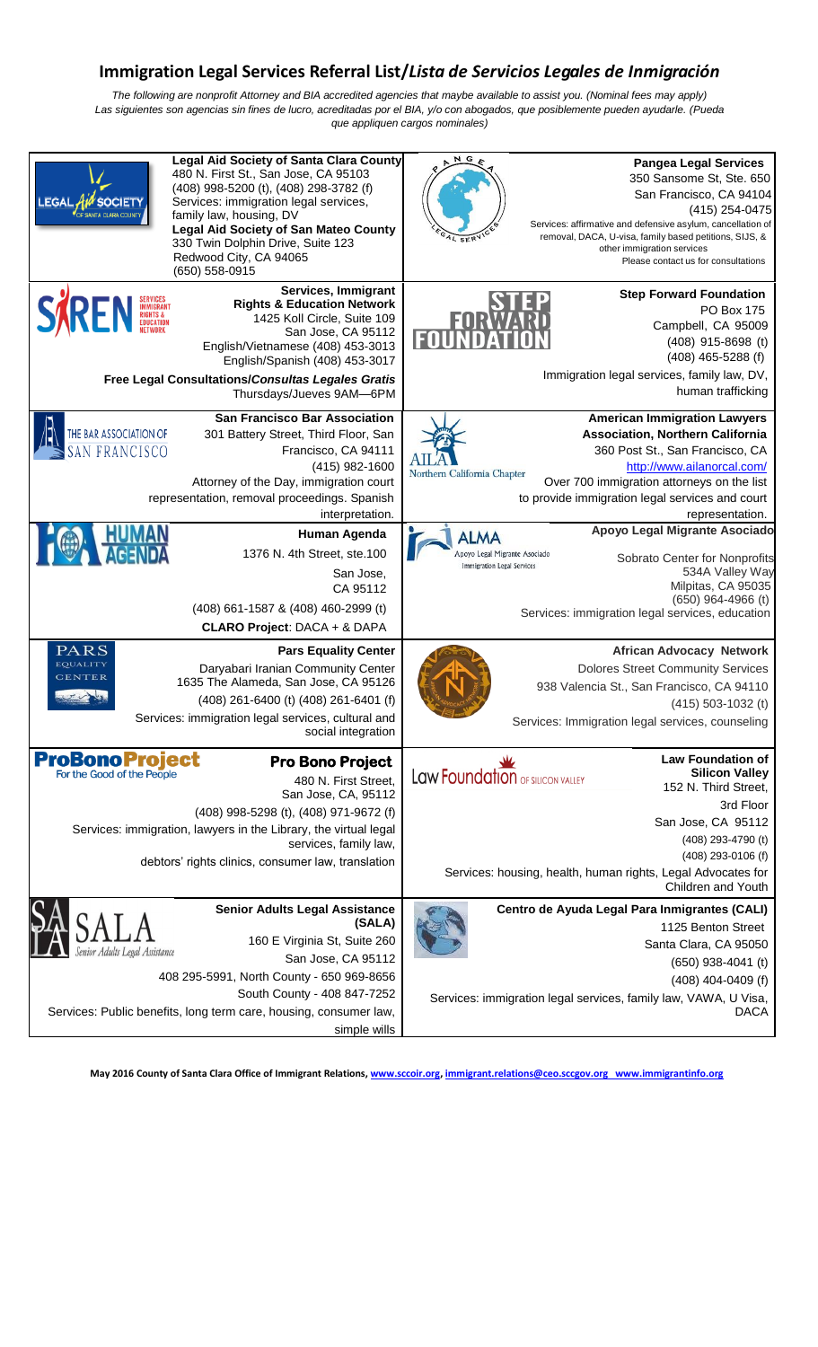## Immigration Legal Services Referral List/*Lista de Servicios Legales de Inmigración*

*The following are nonprofit Attorney and BIA accredited agencies that maybe available to assist you. (Nominal fees may apply)*
*Las siguientes son agencias sin fines de lucro, acreditadas por el BIA, y/o con abogados, que posiblemente pueden ayudarle. (Pueda que appliquen cargos nominales)*

**Legal Aid Society of Santa Clara County**
480 N. First St., San Jose, CA 95103
(408) 998-5200 (t), (408) 298-3782 (f)
Services: immigration legal services, family law, housing, DV
**Legal Aid Society of San Mateo County**
330 Twin Dolphin Drive, Suite 123
Redwood City, CA 94065
(650) 558-0915

**Pangea Legal Services**
350 Sansome St, Ste. 650
San Francisco, CA 94104
(415) 254-0475
Services: affirmative and defensive asylum, cancellation of removal, DACA, U-visa, family based petitions, SIJS, & other immigration services
Please contact us for consultations

**Services, Immigrant Rights & Education Network**
1425 Koll Circle, Suite 109
San Jose, CA 95112
English/Vietnamese (408) 453-3013
English/Spanish (408) 453-3017
**Free Legal Consultations/*Consultas Legales Gratis***
Thursdays/Jueves 9AM—6PM

**Step Forward Foundation**
PO Box 175
Campbell, CA 95009
(408) 915-8698 (t)
(408) 465-5288 (f)
Immigration legal services, family law, DV, human trafficking

**San Francisco Bar Association**
301 Battery Street, Third Floor, San Francisco, CA 94111
(415) 982-1600
Attorney of the Day, immigration court representation, removal proceedings. Spanish interpretation.

**American Immigration Lawyers Association, Northern California**
360 Post St., San Francisco, CA
http://www.ailanorcal.com/
Over 700 immigration attorneys on the list to provide immigration legal services and court representation.

**Human Agenda**
1376 N. 4th Street, ste.100
San Jose, CA 95112
(408) 661-1587 & (408) 460-2999 (t)
**CLARO Project**: DACA + & DAPA

**Apoyo Legal Migrante Asociado**
Sobrato Center for Nonprofits
534A Valley Way
Milpitas, CA 95035
(650) 964-4966 (t)
Services: immigration legal services, education

**Pars Equality Center**
Daryabari Iranian Community Center
1635 The Alameda, San Jose, CA 95126
(408) 261-6400 (t) (408) 261-6401 (f)
Services: immigration legal services, cultural and social integration

**African Advocacy Network**
Dolores Street Community Services
938 Valencia St., San Francisco, CA 94110
(415) 503-1032 (t)
Services: Immigration legal services, counseling

**Pro Bono Project**
480 N. First Street, San Jose, CA, 95112
(408) 998-5298 (t), (408) 971-9672 (f)
Services: immigration, lawyers in the Library, the virtual legal services, family law, debtors' rights clinics, consumer law, translation

**Law Foundation of Silicon Valley**
152 N. Third Street, 3rd Floor
San Jose, CA 95112
(408) 293-4790 (t)
(408) 293-0106 (f)
Services: housing, health, human rights, Legal Advocates for Children and Youth

**Senior Adults Legal Assistance (SALA)**
160 E Virginia St, Suite 260
San Jose, CA 95112
408 295-5991, North County - 650 969-8656
South County - 408 847-7252
Services: Public benefits, long term care, housing, consumer law, simple wills

**Centro de Ayuda Legal Para Inmigrantes (CALI)**
1125 Benton Street
Santa Clara, CA 95050
(650) 938-4041 (t)
(408) 404-0409 (f)
Services: immigration legal services, family law, VAWA, U Visa, DACA

**May 2016 County of Santa Clara Office of Immigrant Relations, www.sccoir.org, immigrant.relations@ceo.sccgov.org www.immigrantinfo.org**